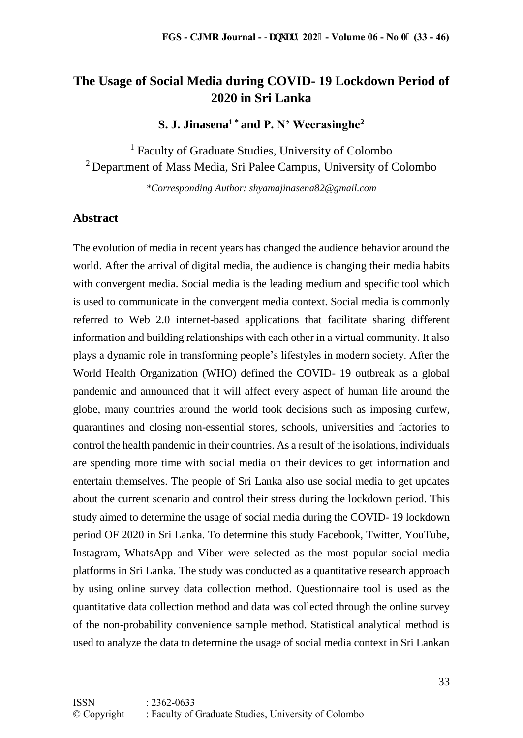# The Usage of Social Media during COVID- 19 Lockdown Period of 2020 in Sri Lanka

**S. J. Jinasena[1 *] and P. N' Weerasinghe[2]**

[1] Faculty of Graduate Studies, University of Colombo
[2] Department of Mass Media, Sri Palee Campus, University of Colombo

*\*Corresponding Author: shyamajinasena82@gmail.com*

## Abstract

The evolution of media in recent years has changed the audience behavior around the world. After the arrival of digital media, the audience is changing their media habits with convergent media. Social media is the leading medium and specific tool which is used to communicate in the convergent media context. Social media is commonly referred to Web 2.0 internet-based applications that facilitate sharing different information and building relationships with each other in a virtual community. It also plays a dynamic role in transforming people's lifestyles in modern society. After the World Health Organization (WHO) defined the COVID- 19 outbreak as a global pandemic and announced that it will affect every aspect of human life around the globe, many countries around the world took decisions such as imposing curfew, quarantines and closing non-essential stores, schools, universities and factories to control the health pandemic in their countries. As a result of the isolations, individuals are spending more time with social media on their devices to get information and entertain themselves. The people of Sri Lanka also use social media to get updates about the current scenario and control their stress during the lockdown period. This study aimed to determine the usage of social media during the COVID- 19 lockdown period OF 2020 in Sri Lanka. To determine this study Facebook, Twitter, YouTube, Instagram, WhatsApp and Viber were selected as the most popular social media platforms in Sri Lanka. The study was conducted as a quantitative research approach by using online survey data collection method. Questionnaire tool is used as the quantitative data collection method and data was collected through the online survey of the non-probability convenience sample method. Statistical analytical method is used to analyze the data to determine the usage of social media context in Sri Lankan

ISSN : 2362-0633
© Copyright : Faculty of Graduate Studies, University of Colombo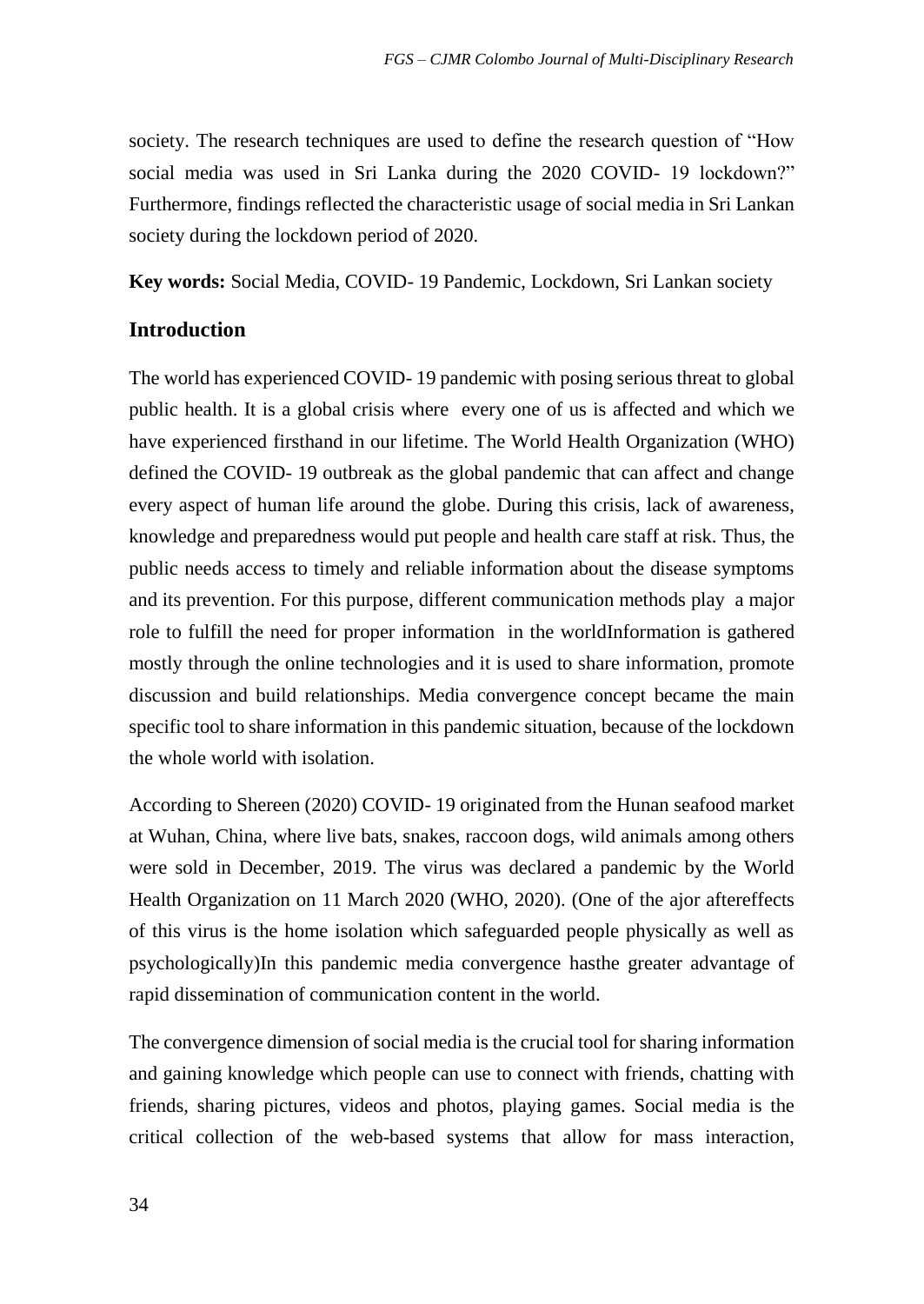society. The research techniques are used to define the research question of "How social media was used in Sri Lanka during the 2020 COVID- 19 lockdown?" Furthermore, findings reflected the characteristic usage of social media in Sri Lankan society during the lockdown period of 2020.

**Key words:** Social Media, COVID- 19 Pandemic, Lockdown, Sri Lankan society

## Introduction

The world has experienced COVID- 19 pandemic with posing serious threat to global public health. It is a global crisis where every one of us is affected and which we have experienced firsthand in our lifetime. The World Health Organization (WHO) defined the COVID- 19 outbreak as the global pandemic that can affect and change every aspect of human life around the globe. During this crisis, lack of awareness, knowledge and preparedness would put people and health care staff at risk. Thus, the public needs access to timely and reliable information about the disease symptoms and its prevention. For this purpose, different communication methods play a major role to fulfill the need for proper information in the worldInformation is gathered mostly through the online technologies and it is used to share information, promote discussion and build relationships. Media convergence concept became the main specific tool to share information in this pandemic situation, because of the lockdown the whole world with isolation.

According to Shereen (2020) COVID- 19 originated from the Hunan seafood market at Wuhan, China, where live bats, snakes, raccoon dogs, wild animals among others were sold in December, 2019. The virus was declared a pandemic by the World Health Organization on 11 March 2020 (WHO, 2020). (One of the ajor aftereffects of this virus is the home isolation which safeguarded people physically as well as psychologically)In this pandemic media convergence hasthe greater advantage of rapid dissemination of communication content in the world.

The convergence dimension of social media is the crucial tool for sharing information and gaining knowledge which people can use to connect with friends, chatting with friends, sharing pictures, videos and photos, playing games. Social media is the critical collection of the web-based systems that allow for mass interaction,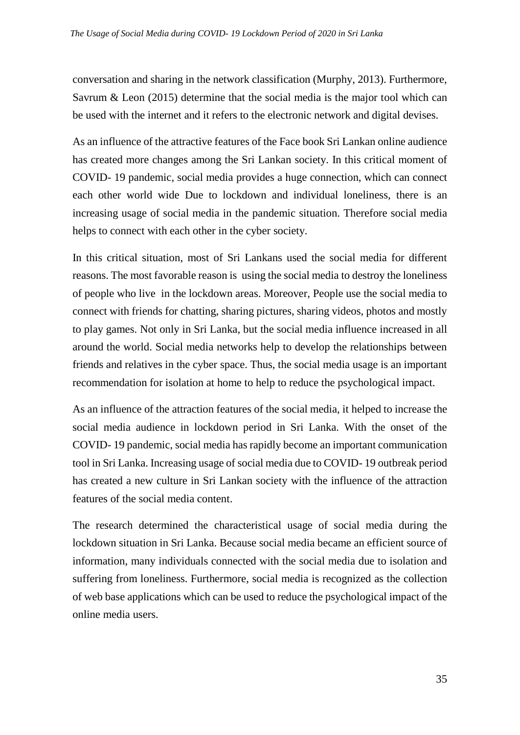conversation and sharing in the network classification (Murphy, 2013). Furthermore, Savrum & Leon (2015) determine that the social media is the major tool which can be used with the internet and it refers to the electronic network and digital devises.

As an influence of the attractive features of the Face book Sri Lankan online audience has created more changes among the Sri Lankan society. In this critical moment of COVID- 19 pandemic, social media provides a huge connection, which can connect each other world wide Due to lockdown and individual loneliness, there is an increasing usage of social media in the pandemic situation. Therefore social media helps to connect with each other in the cyber society.

In this critical situation, most of Sri Lankans used the social media for different reasons. The most favorable reason is using the social media to destroy the loneliness of people who live in the lockdown areas. Moreover, People use the social media to connect with friends for chatting, sharing pictures, sharing videos, photos and mostly to play games. Not only in Sri Lanka, but the social media influence increased in all around the world. Social media networks help to develop the relationships between friends and relatives in the cyber space. Thus, the social media usage is an important recommendation for isolation at home to help to reduce the psychological impact.

As an influence of the attraction features of the social media, it helped to increase the social media audience in lockdown period in Sri Lanka. With the onset of the COVID- 19 pandemic, social media has rapidly become an important communication tool in Sri Lanka. Increasing usage of social media due to COVID- 19 outbreak period has created a new culture in Sri Lankan society with the influence of the attraction features of the social media content.

The research determined the characteristical usage of social media during the lockdown situation in Sri Lanka. Because social media became an efficient source of information, many individuals connected with the social media due to isolation and suffering from loneliness. Furthermore, social media is recognized as the collection of web base applications which can be used to reduce the psychological impact of the online media users.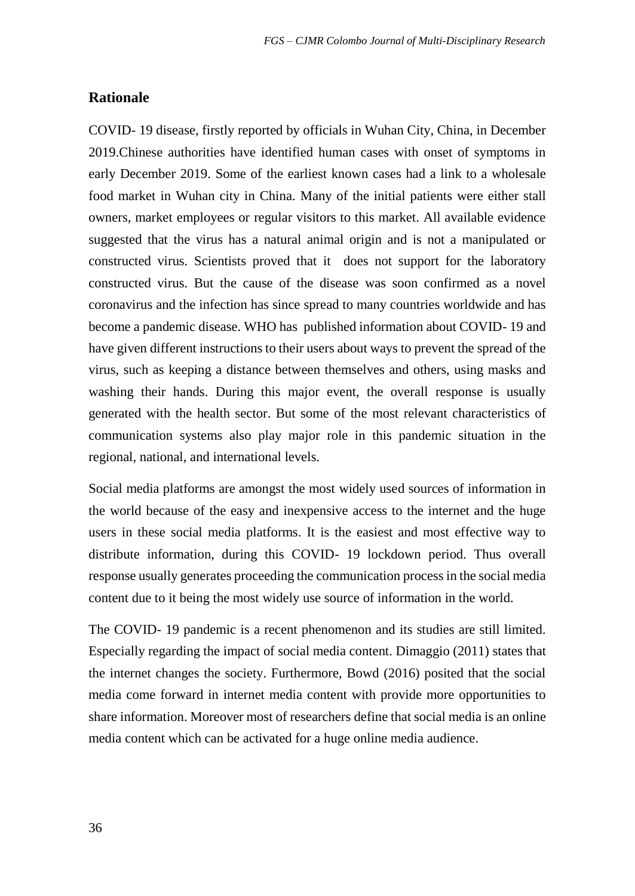## Rationale

COVID- 19 disease, firstly reported by officials in Wuhan City, China, in December 2019.Chinese authorities have identified human cases with onset of symptoms in early December 2019. Some of the earliest known cases had a link to a wholesale food market in Wuhan city in China. Many of the initial patients were either stall owners, market employees or regular visitors to this market. All available evidence suggested that the virus has a natural animal origin and is not a manipulated or constructed virus. Scientists proved that it does not support for the laboratory constructed virus. But the cause of the disease was soon confirmed as a novel coronavirus and the infection has since spread to many countries worldwide and has become a pandemic disease. WHO has published information about COVID- 19 and have given different instructions to their users about ways to prevent the spread of the virus, such as keeping a distance between themselves and others, using masks and washing their hands. During this major event, the overall response is usually generated with the health sector. But some of the most relevant characteristics of communication systems also play major role in this pandemic situation in the regional, national, and international levels.

Social media platforms are amongst the most widely used sources of information in the world because of the easy and inexpensive access to the internet and the huge users in these social media platforms. It is the easiest and most effective way to distribute information, during this COVID- 19 lockdown period. Thus overall response usually generates proceeding the communication process in the social media content due to it being the most widely use source of information in the world.

The COVID- 19 pandemic is a recent phenomenon and its studies are still limited. Especially regarding the impact of social media content. Dimaggio (2011) states that the internet changes the society. Furthermore, Bowd (2016) posited that the social media come forward in internet media content with provide more opportunities to share information. Moreover most of researchers define that social media is an online media content which can be activated for a huge online media audience.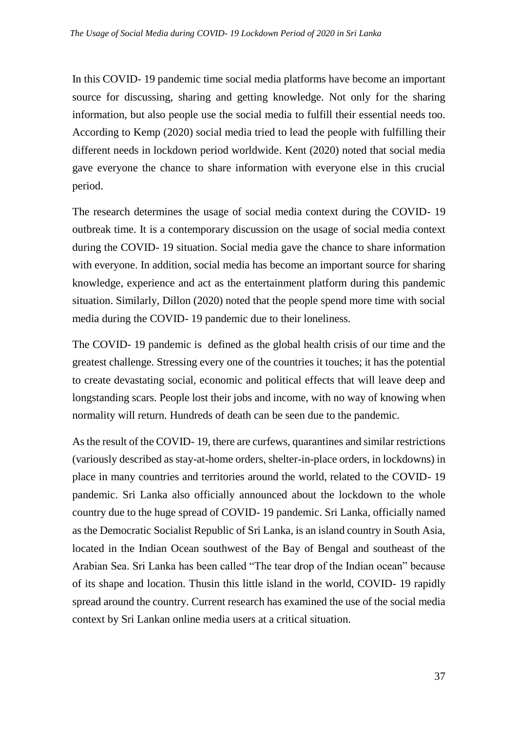In this COVID- 19 pandemic time social media platforms have become an important source for discussing, sharing and getting knowledge. Not only for the sharing information, but also people use the social media to fulfill their essential needs too. According to Kemp (2020) social media tried to lead the people with fulfilling their different needs in lockdown period worldwide. Kent (2020) noted that social media gave everyone the chance to share information with everyone else in this crucial period.

The research determines the usage of social media context during the COVID- 19 outbreak time. It is a contemporary discussion on the usage of social media context during the COVID- 19 situation. Social media gave the chance to share information with everyone. In addition, social media has become an important source for sharing knowledge, experience and act as the entertainment platform during this pandemic situation. Similarly, Dillon (2020) noted that the people spend more time with social media during the COVID- 19 pandemic due to their loneliness.

The COVID- 19 pandemic is defined as the global health crisis of our time and the greatest challenge. Stressing every one of the countries it touches; it has the potential to create devastating social, economic and political effects that will leave deep and longstanding scars. People lost their jobs and income, with no way of knowing when normality will return. Hundreds of death can be seen due to the pandemic.

As the result of the COVID- 19, there are curfews, quarantines and similar restrictions (variously described as stay-at-home orders, shelter-in-place orders, in lockdowns) in place in many countries and territories around the world, related to the COVID- 19 pandemic. Sri Lanka also officially announced about the lockdown to the whole country due to the huge spread of COVID- 19 pandemic. Sri Lanka, officially named as the Democratic Socialist Republic of Sri Lanka, is an island country in South Asia, located in the Indian Ocean southwest of the Bay of Bengal and southeast of the Arabian Sea. Sri Lanka has been called "The tear drop of the Indian ocean" because of its shape and location. Thusin this little island in the world, COVID- 19 rapidly spread around the country. Current research has examined the use of the social media context by Sri Lankan online media users at a critical situation.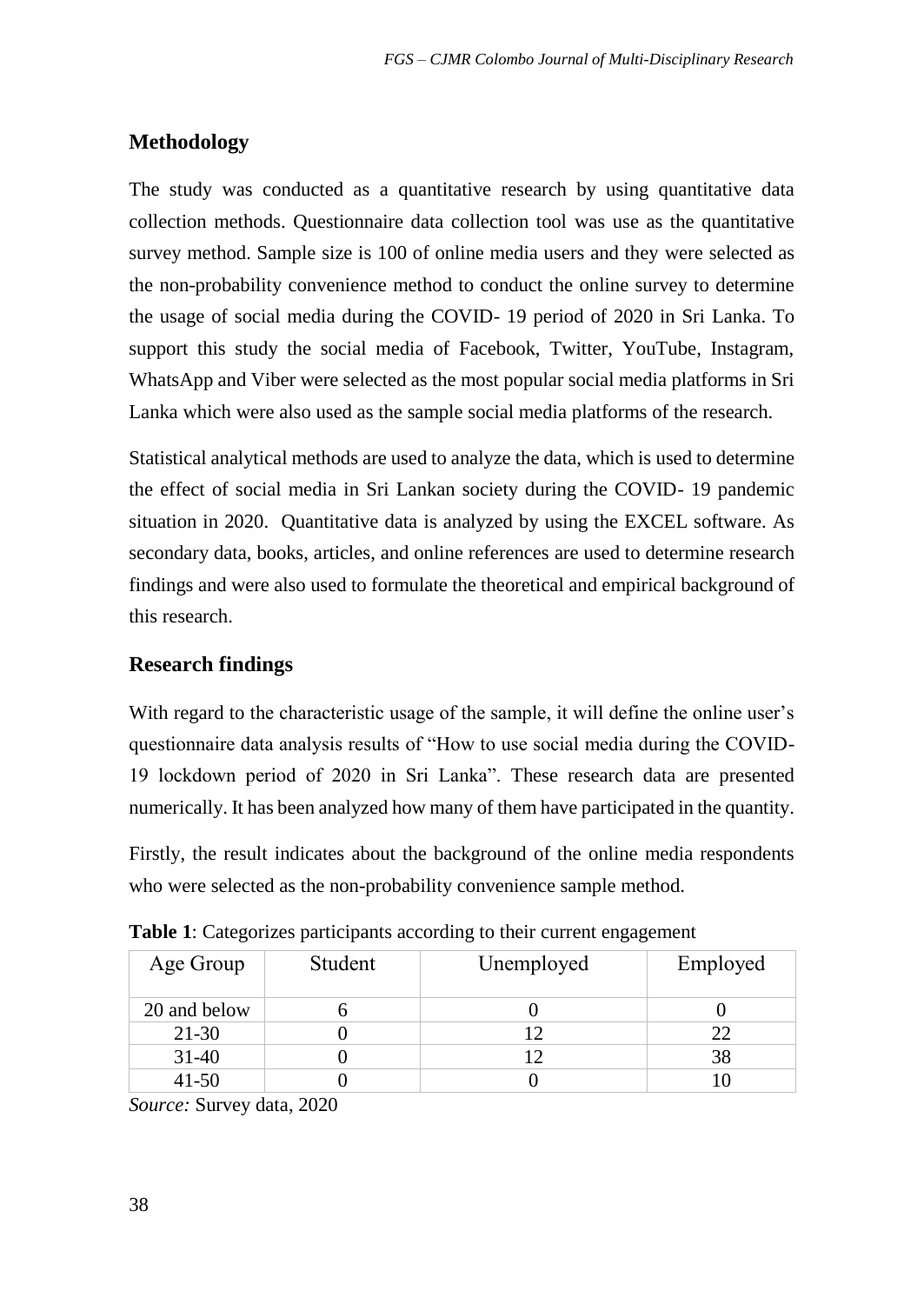## Methodology

The study was conducted as a quantitative research by using quantitative data collection methods. Questionnaire data collection tool was use as the quantitative survey method. Sample size is 100 of online media users and they were selected as the non-probability convenience method to conduct the online survey to determine the usage of social media during the COVID- 19 period of 2020 in Sri Lanka. To support this study the social media of Facebook, Twitter, YouTube, Instagram, WhatsApp and Viber were selected as the most popular social media platforms in Sri Lanka which were also used as the sample social media platforms of the research.

Statistical analytical methods are used to analyze the data, which is used to determine the effect of social media in Sri Lankan society during the COVID- 19 pandemic situation in 2020. Quantitative data is analyzed by using the EXCEL software. As secondary data, books, articles, and online references are used to determine research findings and were also used to formulate the theoretical and empirical background of this research.

## Research findings

With regard to the characteristic usage of the sample, it will define the online user's questionnaire data analysis results of "How to use social media during the COVID- 19 lockdown period of 2020 in Sri Lanka". These research data are presented numerically. It has been analyzed how many of them have participated in the quantity.

Firstly, the result indicates about the background of the online media respondents who were selected as the non-probability convenience sample method.

**Table 1**: Categorizes participants according to their current engagement

| Age Group | Student | Unemployed | Employed |
|---|---|---|---|
| 20 and below | 6 | 0 | 0 |
| 21-30 | 0 | 12 | 22 |
| 31-40 | 0 | 12 | 38 |
| 41-50 | 0 | 0 | 10 |

*Source:* Survey data, 2020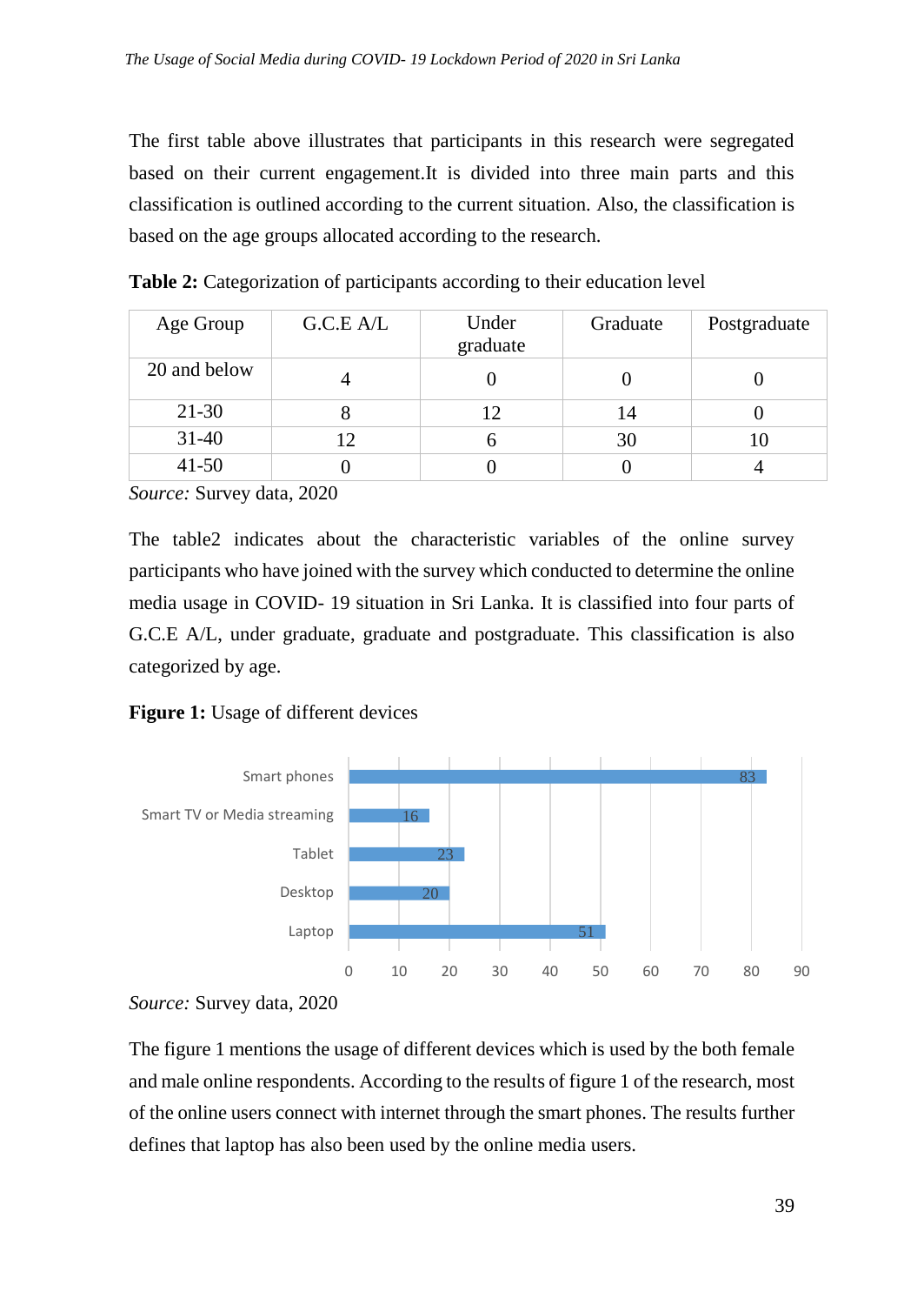The first table above illustrates that participants in this research were segregated based on their current engagement.It is divided into three main parts and this classification is outlined according to the current situation. Also, the classification is based on the age groups allocated according to the research.

**Table 2:** Categorization of participants according to their education level

| Age Group | G.C.E A/L | Under graduate | Graduate | Postgraduate |
|---|---|---|---|---|
| 20 and below | 4 | 0 | 0 | 0 |
| 21-30 | 8 | 12 | 14 | 0 |
| 31-40 | 12 | 6 | 30 | 10 |
| 41-50 | 0 | 0 | 0 | 4 |

*Source:* Survey data, 2020

The table2 indicates about the characteristic variables of the online survey participants who have joined with the survey which conducted to determine the online media usage in COVID- 19 situation in Sri Lanka. It is classified into four parts of G.C.E A/L, under graduate, graduate and postgraduate. This classification is also categorized by age.

**Figure 1:** Usage of different devices

Smart phones 83
Smart TV or Media streaming 16
Tablet 23
Desktop 20
Laptop 51

0 10 20 30 40 50 60 70 80 90

*Source:* Survey data, 2020

The figure 1 mentions the usage of different devices which is used by the both female and male online respondents. According to the results of figure 1 of the research, most of the online users connect with internet through the smart phones. The results further defines that laptop has also been used by the online media users.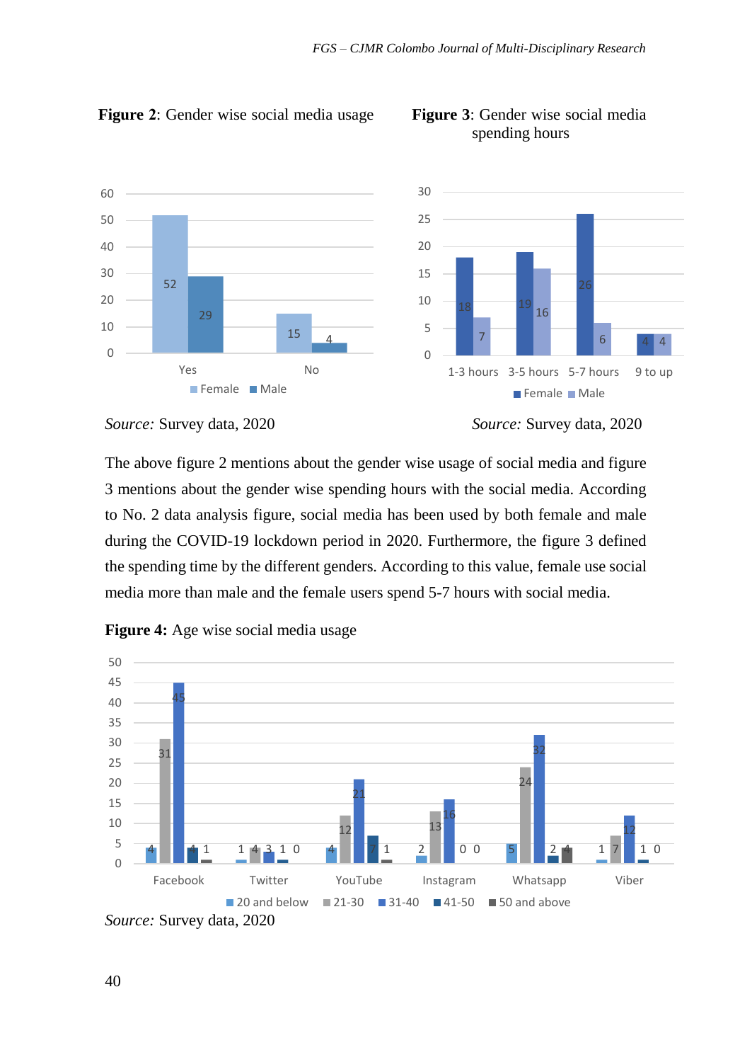**Figure 2**: Gender wise social media usage

60
50
40
30
20
10
0

52
29
15
4

Yes
No

Female
Male

*Source:* Survey data, 2020

**Figure 3**: Gender wise social media spending hours

30
25
20
15
10
5
0

18
7
19
16
26
6
4
4

1-3 hours
3-5 hours
5-7 hours
9 to up

Female
Male

*Source:* Survey data, 2020

The above figure 2 mentions about the gender wise usage of social media and figure 3 mentions about the gender wise spending hours with the social media. According to No. 2 data analysis figure, social media has been used by both female and male during the COVID-19 lockdown period in 2020. Furthermore, the figure 3 defined the spending time by the different genders. According to this value, female use social media more than male and the female users spend 5-7 hours with social media.

**Figure 4:** Age wise social media usage

50
45
40
35
30
25
20
15
10
5
0

4 31 45 4 1
1 4 3 1 0
4 12 21 7 1
2 13 16 0 0
5 24 32 2 4
1 7 12 1 0

Facebook
Twitter
YouTube
Instagram
Whatsapp
Viber

20 and below
21-30
31-40
41-50
50 and above

*Source:* Survey data, 2020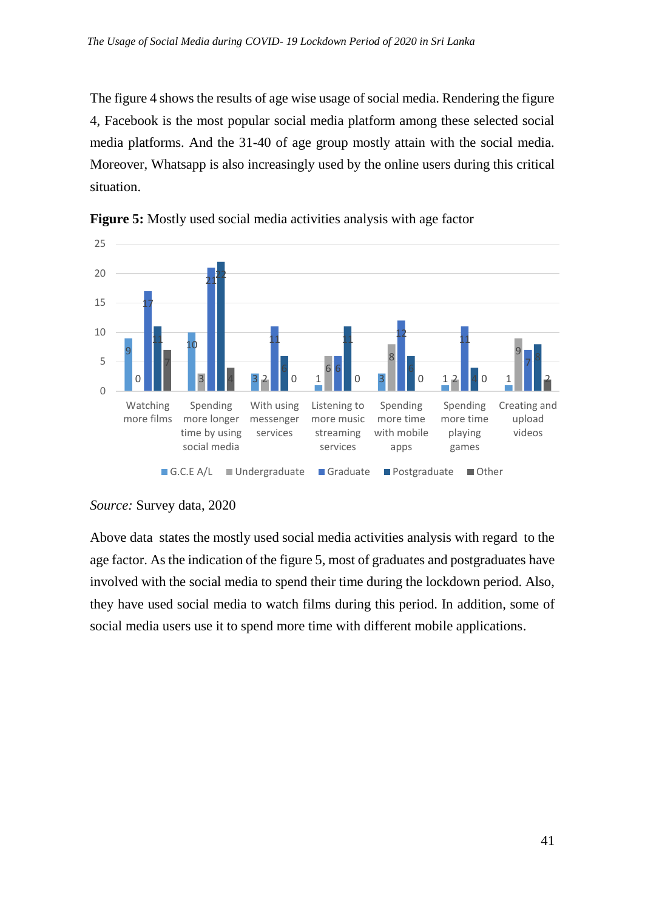The figure 4 shows the results of age wise usage of social media. Rendering the figure 4, Facebook is the most popular social media platform among these selected social media platforms. And the 31-40 of age group mostly attain with the social media. Moreover, Whatsapp is also increasingly used by the online users during this critical situation.

**Figure 5:** Mostly used social media activities analysis with age factor

25
20
15
10
5
0

9 0 17 11 7
10 3 21 22 4
3 2 11 6 0
1 6 6 11 0
3 8 12 6 0
1 2 11 4 0
1 9 7 8 2

Watching more films
Spending more longer time by using social media
With using messenger services
Listening to more music streaming services
Spending more time with mobile apps
Spending more time playing games
Creating and upload videos

G.C.E A/L  Undergraduate  Graduate  Postgraduate  Other

*Source:* Survey data, 2020

Above data states the mostly used social media activities analysis with regard to the age factor. As the indication of the figure 5, most of graduates and postgraduates have involved with the social media to spend their time during the lockdown period. Also, they have used social media to watch films during this period. In addition, some of social media users use it to spend more time with different mobile applications.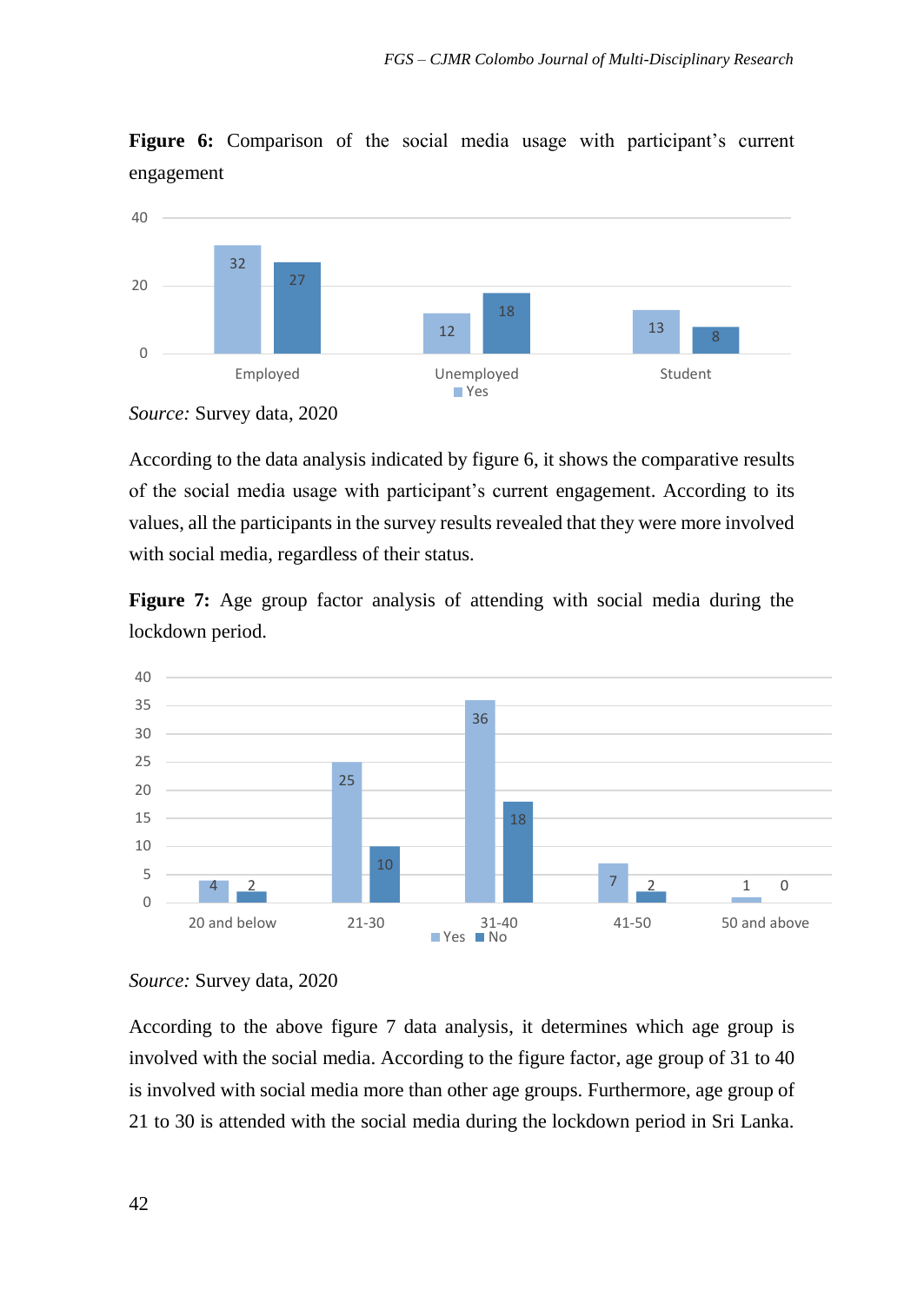**Figure 6:** Comparison of the social media usage with participant's current engagement

40
20
0
32
27
12
18
13
8
Employed
Unemployed
Student
Yes

*Source:* Survey data, 2020

According to the data analysis indicated by figure 6, it shows the comparative results of the social media usage with participant's current engagement. According to its values, all the participants in the survey results revealed that they were more involved with social media, regardless of their status.

**Figure 7:** Age group factor analysis of attending with social media during the lockdown period.

40
35
30
25
20
15
10
5
0
4
2
25
10
36
18
7
2
1
0
20 and below
21-30
31-40
41-50
50 and above
Yes
No

*Source:* Survey data, 2020

According to the above figure 7 data analysis, it determines which age group is involved with the social media. According to the figure factor, age group of 31 to 40 is involved with social media more than other age groups. Furthermore, age group of 21 to 30 is attended with the social media during the lockdown period in Sri Lanka.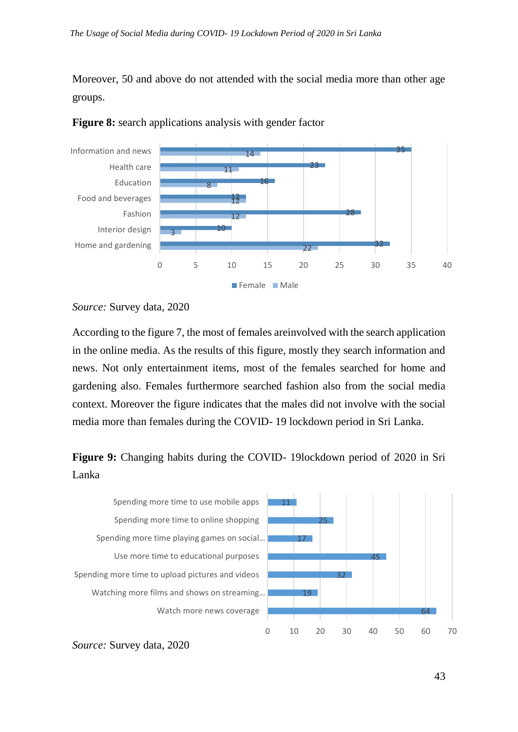Moreover, 50 and above do not attended with the social media more than other age groups.

**Figure 8:** search applications analysis with gender factor

Information and news
35
14
Health care
23
11
Education
16
8
Food and beverages
12
12
Fashion
28
12
Interior design
10
3
Home and gardening
32
22

0 5 10 15 20 25 30 35 40

Female Male

*Source:* Survey data, 2020

According to the figure 7, the most of females areinvolved with the search application in the online media. As the results of this figure, mostly they search information and news. Not only entertainment items, most of the females searched for home and gardening also. Females furthermore searched fashion also from the social media context. Moreover the figure indicates that the males did not involve with the social media more than females during the COVID- 19 lockdown period in Sri Lanka.

**Figure 9:** Changing habits during the COVID- 19lockdown period of 2020 in Sri Lanka

Spending more time to use mobile apps 11
Spending more time to online shopping 25
Spending more time playing games on social... 17
Use more time to educational purposes 45
Spending more time to upload pictures and videos 32
Watching more films and shows on streaming... 19
Watch more news coverage 64

0 10 20 30 40 50 60 70

*Source:* Survey data, 2020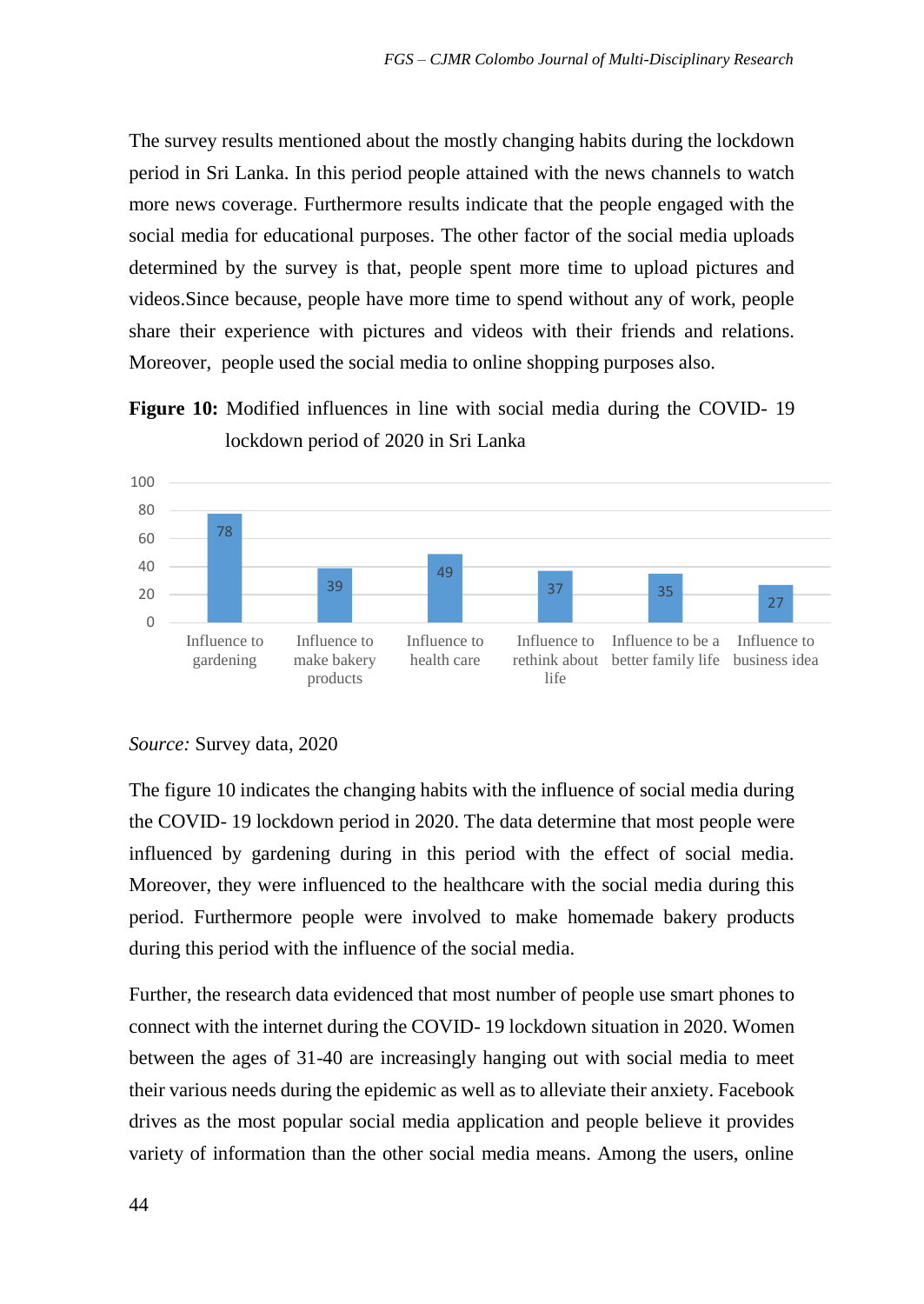The survey results mentioned about the mostly changing habits during the lockdown period in Sri Lanka. In this period people attained with the news channels to watch more news coverage. Furthermore results indicate that the people engaged with the social media for educational purposes. The other factor of the social media uploads determined by the survey is that, people spent more time to upload pictures and videos.Since because, people have more time to spend without any of work, people share their experience with pictures and videos with their friends and relations. Moreover, people used the social media to online shopping purposes also.

**Figure 10:** Modified influences in line with social media during the COVID- 19 lockdown period of 2020 in Sri Lanka

100
80
60
40
20
0

78
39
49
37
35
27

Influence to gardening
Influence to make bakery products
Influence to health care
Influence to rethink about life
Influence to be a better family life
Influence to business idea

*Source:* Survey data, 2020

The figure 10 indicates the changing habits with the influence of social media during the COVID- 19 lockdown period in 2020. The data determine that most people were influenced by gardening during in this period with the effect of social media. Moreover, they were influenced to the healthcare with the social media during this period. Furthermore people were involved to make homemade bakery products during this period with the influence of the social media.

Further, the research data evidenced that most number of people use smart phones to connect with the internet during the COVID- 19 lockdown situation in 2020. Women between the ages of 31-40 are increasingly hanging out with social media to meet their various needs during the epidemic as well as to alleviate their anxiety. Facebook drives as the most popular social media application and people believe it provides variety of information than the other social media means. Among the users, online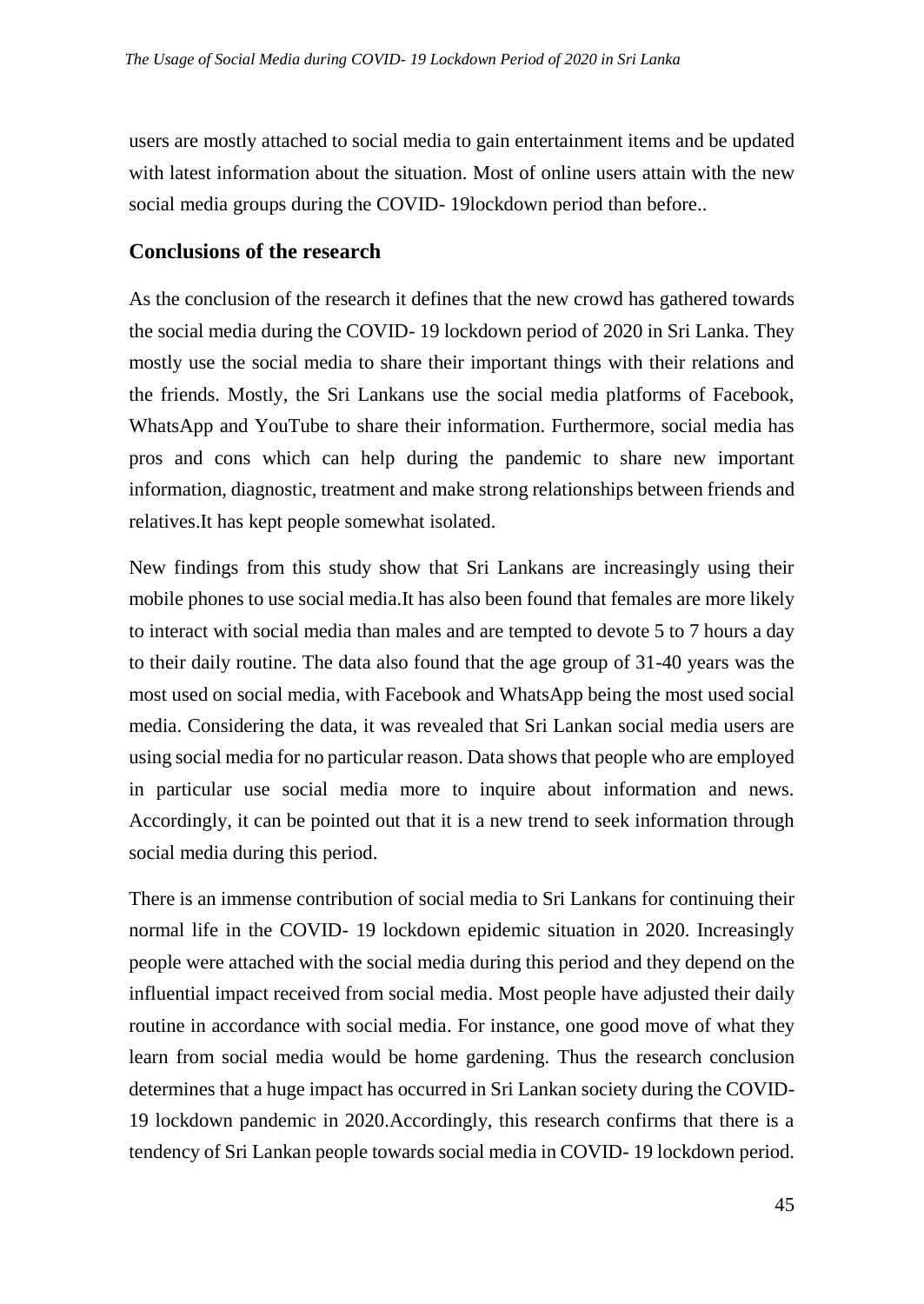users are mostly attached to social media to gain entertainment items and be updated with latest information about the situation. Most of online users attain with the new social media groups during the COVID- 19lockdown period than before..

## Conclusions of the research

As the conclusion of the research it defines that the new crowd has gathered towards the social media during the COVID- 19 lockdown period of 2020 in Sri Lanka. They mostly use the social media to share their important things with their relations and the friends. Mostly, the Sri Lankans use the social media platforms of Facebook, WhatsApp and YouTube to share their information. Furthermore, social media has pros and cons which can help during the pandemic to share new important information, diagnostic, treatment and make strong relationships between friends and relatives.It has kept people somewhat isolated.

New findings from this study show that Sri Lankans are increasingly using their mobile phones to use social media.It has also been found that females are more likely to interact with social media than males and are tempted to devote 5 to 7 hours a day to their daily routine. The data also found that the age group of 31-40 years was the most used on social media, with Facebook and WhatsApp being the most used social media. Considering the data, it was revealed that Sri Lankan social media users are using social media for no particular reason. Data shows that people who are employed in particular use social media more to inquire about information and news. Accordingly, it can be pointed out that it is a new trend to seek information through social media during this period.

There is an immense contribution of social media to Sri Lankans for continuing their normal life in the COVID- 19 lockdown epidemic situation in 2020. Increasingly people were attached with the social media during this period and they depend on the influential impact received from social media. Most people have adjusted their daily routine in accordance with social media. For instance, one good move of what they learn from social media would be home gardening. Thus the research conclusion determines that a huge impact has occurred in Sri Lankan society during the COVID- 19 lockdown pandemic in 2020.Accordingly, this research confirms that there is a tendency of Sri Lankan people towards social media in COVID- 19 lockdown period.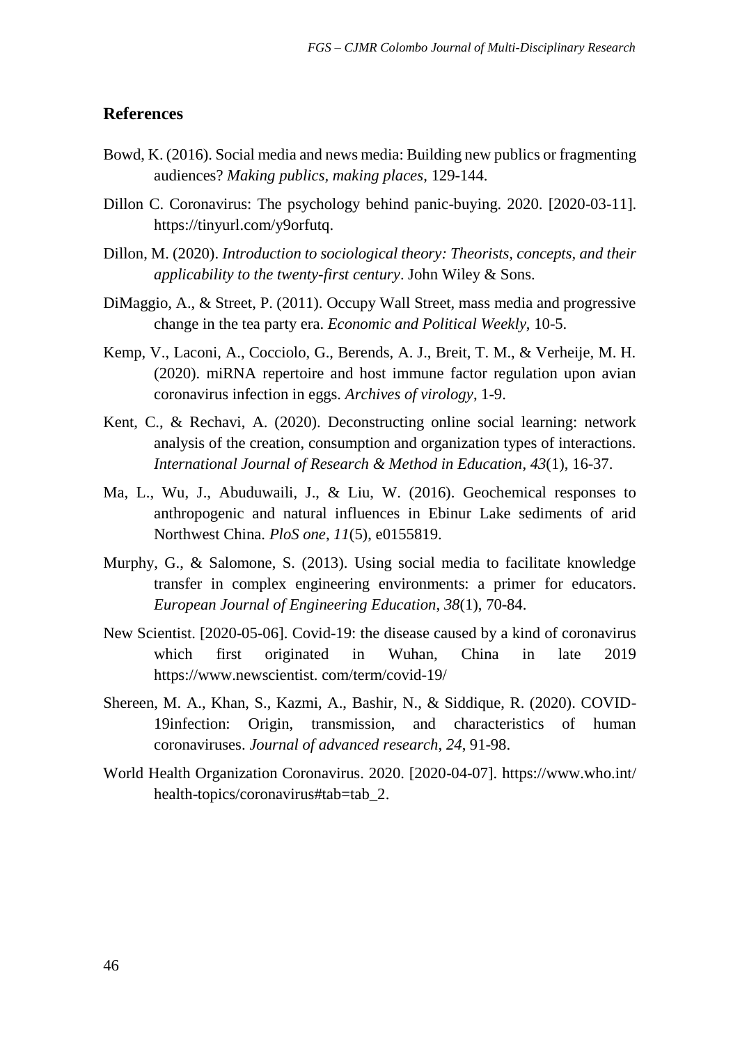## References

Bowd, K. (2016). Social media and news media: Building new publics or fragmenting audiences? *Making publics, making places*, 129-144.

Dillon C. Coronavirus: The psychology behind panic-buying. 2020. [2020-03-11]. https://tinyurl.com/y9orfutq.

Dillon, M. (2020). *Introduction to sociological theory: Theorists, concepts, and their applicability to the twenty-first century*. John Wiley & Sons.

DiMaggio, A., & Street, P. (2011). Occupy Wall Street, mass media and progressive change in the tea party era. *Economic and Political Weekly*, 10-5.

Kemp, V., Laconi, A., Cocciolo, G., Berends, A. J., Breit, T. M., & Verheije, M. H. (2020). miRNA repertoire and host immune factor regulation upon avian coronavirus infection in eggs. *Archives of virology*, 1-9.

Kent, C., & Rechavi, A. (2020). Deconstructing online social learning: network analysis of the creation, consumption and organization types of interactions. *International Journal of Research & Method in Education*, *43*(1), 16-37.

Ma, L., Wu, J., Abuduwaili, J., & Liu, W. (2016). Geochemical responses to anthropogenic and natural influences in Ebinur Lake sediments of arid Northwest China. *PloS one*, *11*(5), e0155819.

Murphy, G., & Salomone, S. (2013). Using social media to facilitate knowledge transfer in complex engineering environments: a primer for educators. *European Journal of Engineering Education*, *38*(1), 70-84.

New Scientist. [2020-05-06]. Covid-19: the disease caused by a kind of coronavirus which first originated in Wuhan, China in late 2019 https://www.newscientist. com/term/covid-19/

Shereen, M. A., Khan, S., Kazmi, A., Bashir, N., & Siddique, R. (2020). COVID-19infection: Origin, transmission, and characteristics of human coronaviruses. *Journal of advanced research*, *24*, 91-98.

World Health Organization Coronavirus. 2020. [2020-04-07]. https://www.who.int/ health-topics/coronavirus#tab=tab_2.